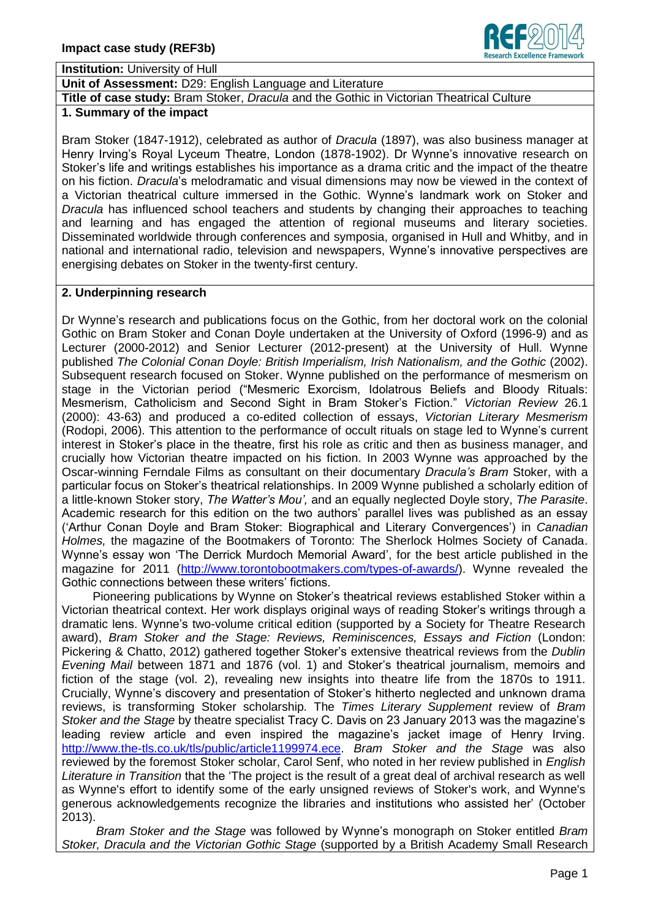**Impact case study (REF3b)**

**Institution:** University of Hull

**Unit of Assessment:** D29: English Language and Literature

**Title of case study:** Bram Stoker, *Dracula* and the Gothic in Victorian Theatrical Culture

## 1. Summary of the impact

Bram Stoker (1847-1912), celebrated as author of *Dracula* (1897), was also business manager at Henry Irving's Royal Lyceum Theatre, London (1878-1902). Dr Wynne's innovative research on Stoker's life and writings establishes his importance as a drama critic and the impact of the theatre on his fiction. *Dracula*'s melodramatic and visual dimensions may now be viewed in the context of a Victorian theatrical culture immersed in the Gothic. Wynne's landmark work on Stoker and *Dracula* has influenced school teachers and students by changing their approaches to teaching and learning and has engaged the attention of regional museums and literary societies. Disseminated worldwide through conferences and symposia, organised in Hull and Whitby, and in national and international radio, television and newspapers, Wynne's innovative perspectives are energising debates on Stoker in the twenty-first century.

## 2. Underpinning research

Dr Wynne's research and publications focus on the Gothic, from her doctoral work on the colonial Gothic on Bram Stoker and Conan Doyle undertaken at the University of Oxford (1996-9) and as Lecturer (2000-2012) and Senior Lecturer (2012-present) at the University of Hull. Wynne published *The Colonial Conan Doyle: British Imperialism, Irish Nationalism, and the Gothic* (2002). Subsequent research focused on Stoker. Wynne published on the performance of mesmerism on stage in the Victorian period ("Mesmeric Exorcism, Idolatrous Beliefs and Bloody Rituals: Mesmerism, Catholicism and Second Sight in Bram Stoker's Fiction." *Victorian Review* 26.1 (2000): 43-63) and produced a co-edited collection of essays, *Victorian Literary Mesmerism* (Rodopi, 2006). This attention to the performance of occult rituals on stage led to Wynne's current interest in Stoker's place in the theatre, first his role as critic and then as business manager, and crucially how Victorian theatre impacted on his fiction. In 2003 Wynne was approached by the Oscar-winning Ferndale Films as consultant on their documentary *Dracula's Bram* Stoker, with a particular focus on Stoker's theatrical relationships. In 2009 Wynne published a scholarly edition of a little-known Stoker story, *The Watter's Mou',* and an equally neglected Doyle story, *The Parasite*. Academic research for this edition on the two authors' parallel lives was published as an essay ('Arthur Conan Doyle and Bram Stoker: Biographical and Literary Convergences') in *Canadian Holmes,* the magazine of the Bootmakers of Toronto: The Sherlock Holmes Society of Canada. Wynne's essay won 'The Derrick Murdoch Memorial Award', for the best article published in the magazine for 2011 (http://www.torontobootmakers.com/types-of-awards/). Wynne revealed the Gothic connections between these writers' fictions.

Pioneering publications by Wynne on Stoker's theatrical reviews established Stoker within a Victorian theatrical context. Her work displays original ways of reading Stoker's writings through a dramatic lens. Wynne's two-volume critical edition (supported by a Society for Theatre Research award), *Bram Stoker and the Stage: Reviews, Reminiscences, Essays and Fiction* (London: Pickering & Chatto, 2012) gathered together Stoker's extensive theatrical reviews from the *Dublin Evening Mail* between 1871 and 1876 (vol. 1) and Stoker's theatrical journalism, memoirs and fiction of the stage (vol. 2), revealing new insights into theatre life from the 1870s to 1911. Crucially, Wynne's discovery and presentation of Stoker's hitherto neglected and unknown drama reviews, is transforming Stoker scholarship. The *Times Literary Supplement* review of *Bram Stoker and the Stage* by theatre specialist Tracy C. Davis on 23 January 2013 was the magazine's leading review article and even inspired the magazine's jacket image of Henry Irving. http://www.the-tls.co.uk/tls/public/article1199974.ece. *Bram Stoker and the Stage* was also reviewed by the foremost Stoker scholar, Carol Senf, who noted in her review published in *English Literature in Transition* that the 'The project is the result of a great deal of archival research as well as Wynne's effort to identify some of the early unsigned reviews of Stoker's work, and Wynne's generous acknowledgements recognize the libraries and institutions who assisted her' (October 2013).

*Bram Stoker and the Stage* was followed by Wynne's monograph on Stoker entitled *Bram Stoker, Dracula and the Victorian Gothic Stage* (supported by a British Academy Small Research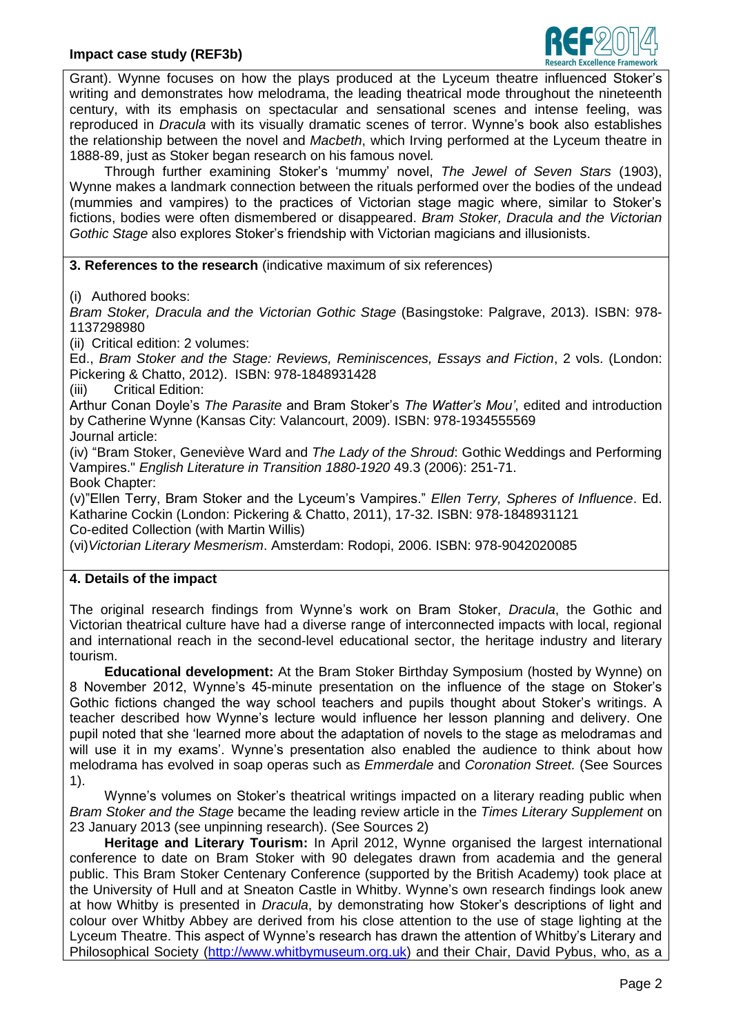Grant). Wynne focuses on how the plays produced at the Lyceum theatre influenced Stoker's writing and demonstrates how melodrama, the leading theatrical mode throughout the nineteenth century, with its emphasis on spectacular and sensational scenes and intense feeling, was reproduced in *Dracula* with its visually dramatic scenes of terror. Wynne's book also establishes the relationship between the novel and *Macbeth*, which Irving performed at the Lyceum theatre in 1888-89, just as Stoker began research on his famous novel*.*

Through further examining Stoker's 'mummy' novel, *The Jewel of Seven Stars* (1903), Wynne makes a landmark connection between the rituals performed over the bodies of the undead (mummies and vampires) to the practices of Victorian stage magic where, similar to Stoker's fictions, bodies were often dismembered or disappeared. *Bram Stoker, Dracula and the Victorian Gothic Stage* also explores Stoker's friendship with Victorian magicians and illusionists.

**3. References to the research** (indicative maximum of six references)

(i) Authored books:

*Bram Stoker, Dracula and the Victorian Gothic Stage* (Basingstoke: Palgrave, 2013). ISBN: 978-1137298980

(ii) Critical edition: 2 volumes:

Ed., *Bram Stoker and the Stage: Reviews, Reminiscences, Essays and Fiction*, 2 vols. (London: Pickering & Chatto, 2012). ISBN: 978-1848931428

(iii) Critical Edition:

Arthur Conan Doyle's *The Parasite* and Bram Stoker's *The Watter's Mou'*, edited and introduction by Catherine Wynne (Kansas City: Valancourt, 2009). ISBN: 978-1934555569

Journal article:

(iv) "Bram Stoker, Geneviève Ward and *The Lady of the Shroud*: Gothic Weddings and Performing Vampires." *English Literature in Transition 1880-1920* 49.3 (2006): 251-71.

Book Chapter:

(v)"Ellen Terry, Bram Stoker and the Lyceum's Vampires." *Ellen Terry, Spheres of Influence*. Ed. Katharine Cockin (London: Pickering & Chatto, 2011), 17-32. ISBN: 978-1848931121

Co-edited Collection (with Martin Willis)

(vi)*Victorian Literary Mesmerism*. Amsterdam: Rodopi, 2006. ISBN: 978-9042020085

**4. Details of the impact**

The original research findings from Wynne's work on Bram Stoker, *Dracula*, the Gothic and Victorian theatrical culture have had a diverse range of interconnected impacts with local, regional and international reach in the second-level educational sector, the heritage industry and literary tourism.

**Educational development:** At the Bram Stoker Birthday Symposium (hosted by Wynne) on 8 November 2012, Wynne's 45-minute presentation on the influence of the stage on Stoker's Gothic fictions changed the way school teachers and pupils thought about Stoker's writings. A teacher described how Wynne's lecture would influence her lesson planning and delivery. One pupil noted that she 'learned more about the adaptation of novels to the stage as melodramas and will use it in my exams'. Wynne's presentation also enabled the audience to think about how melodrama has evolved in soap operas such as *Emmerdale* and *Coronation Street.* (See Sources 1).

Wynne's volumes on Stoker's theatrical writings impacted on a literary reading public when *Bram Stoker and the Stage* became the leading review article in the *Times Literary Supplement* on 23 January 2013 (see unpinning research). (See Sources 2)

**Heritage and Literary Tourism:** In April 2012, Wynne organised the largest international conference to date on Bram Stoker with 90 delegates drawn from academia and the general public. This Bram Stoker Centenary Conference (supported by the British Academy) took place at the University of Hull and at Sneaton Castle in Whitby. Wynne's own research findings look anew at how Whitby is presented in *Dracula*, by demonstrating how Stoker's descriptions of light and colour over Whitby Abbey are derived from his close attention to the use of stage lighting at the Lyceum Theatre. This aspect of Wynne's research has drawn the attention of Whitby's Literary and Philosophical Society (http://www.whitbymuseum.org.uk) and their Chair, David Pybus, who, as a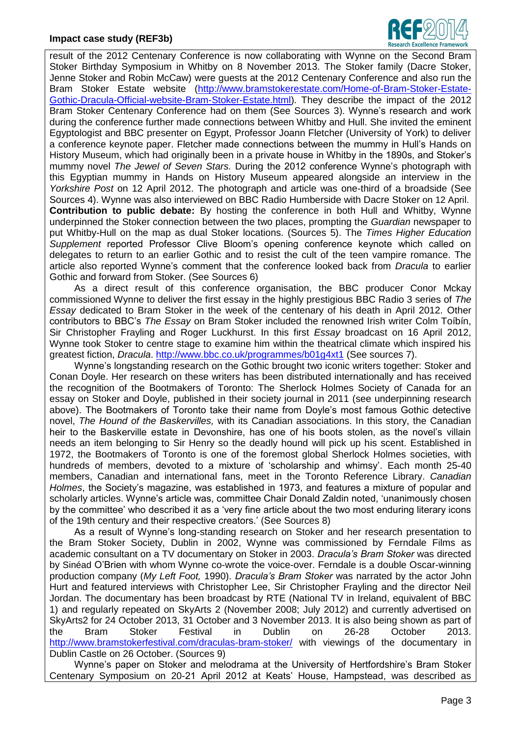result of the 2012 Centenary Conference is now collaborating with Wynne on the Second Bram Stoker Birthday Symposium in Whitby on 8 November 2013. The Stoker family (Dacre Stoker, Jenne Stoker and Robin McCaw) were guests at the 2012 Centenary Conference and also run the Bram Stoker Estate website (http://www.bramstokerestate.com/Home-of-Bram-Stoker-Estate-Gothic-Dracula-Official-website-Bram-Stoker-Estate.html). They describe the impact of the 2012 Bram Stoker Centenary Conference had on them (See Sources 3). Wynne's research and work during the conference further made connections between Whitby and Hull. She invited the eminent Egyptologist and BBC presenter on Egypt, Professor Joann Fletcher (University of York) to deliver a conference keynote paper. Fletcher made connections between the mummy in Hull's Hands on History Museum, which had originally been in a private house in Whitby in the 1890s, and Stoker's mummy novel *The Jewel of Seven Stars.* During the 2012 conference Wynne's photograph with this Egyptian mummy in Hands on History Museum appeared alongside an interview in the *Yorkshire Post* on 12 April 2012. The photograph and article was one-third of a broadside (See Sources 4). Wynne was also interviewed on BBC Radio Humberside with Dacre Stoker on 12 April.

**Contribution to public debate:** By hosting the conference in both Hull and Whitby, Wynne underpinned the Stoker connection between the two places, prompting the *Guardian* newspaper to put Whitby-Hull on the map as dual Stoker locations. (Sources 5). The *Times Higher Education Supplement* reported Professor Clive Bloom's opening conference keynote which called on delegates to return to an earlier Gothic and to resist the cult of the teen vampire romance. The article also reported Wynne's comment that the conference looked back from *Dracula* to earlier Gothic and forward from Stoker. (See Sources 6)

As a direct result of this conference organisation, the BBC producer Conor Mckay commissioned Wynne to deliver the first essay in the highly prestigious BBC Radio 3 series of *The Essay* dedicated to Bram Stoker in the week of the centenary of his death in April 2012. Other contributors to BBC's *The Essay* on Bram Stoker included the renowned Irish writer Colm Toíbín, Sir Christopher Frayling and Roger Luckhurst. In this first *Essay* broadcast on 16 April 2012, Wynne took Stoker to centre stage to examine him within the theatrical climate which inspired his greatest fiction, *Dracula*. http://www.bbc.co.uk/programmes/b01g4xt1 (See sources 7).

Wynne's longstanding research on the Gothic brought two iconic writers together: Stoker and Conan Doyle. Her research on these writers has been distributed internationally and has received the recognition of the Bootmakers of Toronto: The Sherlock Holmes Society of Canada for an essay on Stoker and Doyle, published in their society journal in 2011 (see underpinning research above). The Bootmakers of Toronto take their name from Doyle's most famous Gothic detective novel, *The Hound of the Baskervilles,* with its Canadian associations. In this story, the Canadian heir to the Baskerville estate in Devonshire, has one of his boots stolen, as the novel's villain needs an item belonging to Sir Henry so the deadly hound will pick up his scent. Established in 1972, the Bootmakers of Toronto is one of the foremost global Sherlock Holmes societies, with hundreds of members, devoted to a mixture of 'scholarship and whimsy'. Each month 25-40 members, Canadian and international fans, meet in the Toronto Reference Library. *Canadian Holmes*, the Society's magazine, was established in 1973, and features a mixture of popular and scholarly articles. Wynne's article was, committee Chair Donald Zaldin noted, 'unanimously chosen by the committee' who described it as a 'very fine article about the two most enduring literary icons of the 19th century and their respective creators.' (See Sources 8)

As a result of Wynne's long-standing research on Stoker and her research presentation to the Bram Stoker Society, Dublin in 2002, Wynne was commissioned by Ferndale Films as academic consultant on a TV documentary on Stoker in 2003. *Dracula's Bram Stoker* was directed by Sinéad O'Brien with whom Wynne co-wrote the voice-over. Ferndale is a double Oscar-winning production company (*My Left Foot,* 1990). *Dracula's Bram Stoker* was narrated by the actor John Hurt and featured interviews with Christopher Lee, Sir Christopher Frayling and the director Neil Jordan. The documentary has been broadcast by RTE (National TV in Ireland, equivalent of BBC 1) and regularly repeated on SkyArts 2 (November 2008; July 2012) and currently advertised on SkyArts2 for 24 October 2013, 31 October and 3 November 2013. It is also being shown as part of the Bram Stoker Festival in Dublin on 26-28 October 2013. http://www.bramstokerfestival.com/draculas-bram-stoker/ with viewings of the documentary in Dublin Castle on 26 October. (Sources 9)

Wynne's paper on Stoker and melodrama at the University of Hertfordshire's Bram Stoker Centenary Symposium on 20-21 April 2012 at Keats' House, Hampstead, was described as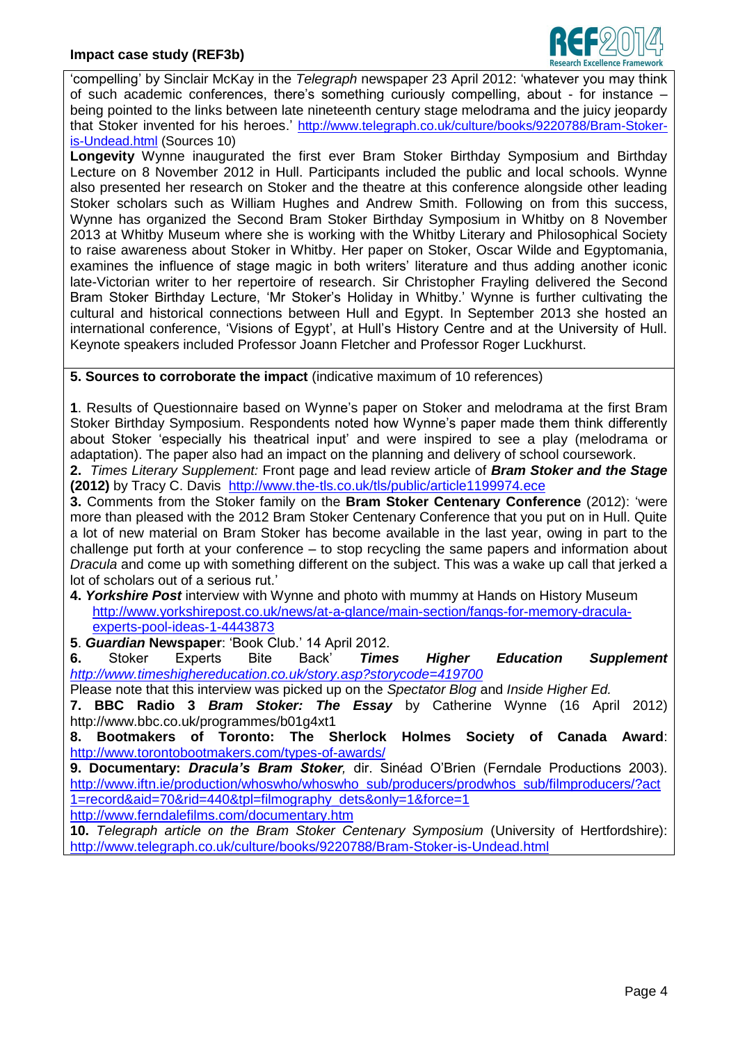'compelling' by Sinclair McKay in the *Telegraph* newspaper 23 April 2012: 'whatever you may think of such academic conferences, there's something curiously compelling, about - for instance – being pointed to the links between late nineteenth century stage melodrama and the juicy jeopardy that Stoker invented for his heroes.' http://www.telegraph.co.uk/culture/books/9220788/Bram-Stoker-is-Undead.html (Sources 10)

**Longevity** Wynne inaugurated the first ever Bram Stoker Birthday Symposium and Birthday Lecture on 8 November 2012 in Hull. Participants included the public and local schools. Wynne also presented her research on Stoker and the theatre at this conference alongside other leading Stoker scholars such as William Hughes and Andrew Smith. Following on from this success, Wynne has organized the Second Bram Stoker Birthday Symposium in Whitby on 8 November 2013 at Whitby Museum where she is working with the Whitby Literary and Philosophical Society to raise awareness about Stoker in Whitby. Her paper on Stoker, Oscar Wilde and Egyptomania, examines the influence of stage magic in both writers' literature and thus adding another iconic late-Victorian writer to her repertoire of research. Sir Christopher Frayling delivered the Second Bram Stoker Birthday Lecture, 'Mr Stoker's Holiday in Whitby.' Wynne is further cultivating the cultural and historical connections between Hull and Egypt. In September 2013 she hosted an international conference, 'Visions of Egypt', at Hull's History Centre and at the University of Hull. Keynote speakers included Professor Joann Fletcher and Professor Roger Luckhurst.

**5. Sources to corroborate the impact** (indicative maximum of 10 references)

**1**. Results of Questionnaire based on Wynne's paper on Stoker and melodrama at the first Bram Stoker Birthday Symposium. Respondents noted how Wynne's paper made them think differently about Stoker 'especially his theatrical input' and were inspired to see a play (melodrama or adaptation). The paper also had an impact on the planning and delivery of school coursework.

**2.** *Times Literary Supplement:* Front page and lead review article of ***Bram Stoker and the Stage* (2012)** by Tracy C. Davis http://www.the-tls.co.uk/tls/public/article1199974.ece

**3.** Comments from the Stoker family on the **Bram Stoker Centenary Conference** (2012): 'were more than pleased with the 2012 Bram Stoker Centenary Conference that you put on in Hull. Quite a lot of new material on Bram Stoker has become available in the last year, owing in part to the challenge put forth at your conference – to stop recycling the same papers and information about *Dracula* and come up with something different on the subject. This was a wake up call that jerked a lot of scholars out of a serious rut.'

**4.** ***Yorkshire Post*** interview with Wynne and photo with mummy at Hands on History Museum http://www.yorkshirepost.co.uk/news/at-a-glance/main-section/fangs-for-memory-dracula-experts-pool-ideas-1-4443873

**5**. ***Guardian*** **Newspaper**: 'Book Club.' 14 April 2012.

**6.** Stoker Experts Bite Back' ***Times Higher Education Supplement*** *http://www.timeshighereducation.co.uk/story.asp?storycode=419700*

Please note that this interview was picked up on the *Spectator Blog* and *Inside Higher Ed.*

**7. BBC Radio 3** ***Bram Stoker: The Essay*** by Catherine Wynne (16 April 2012) http://www.bbc.co.uk/programmes/b01g4xt1

**8. Bootmakers of Toronto: The Sherlock Holmes Society of Canada Award**: http://www.torontobootmakers.com/types-of-awards/

**9. Documentary:** ***Dracula's Bram Stoker,*** dir. Sinéad O'Brien (Ferndale Productions 2003). http://www.iftn.ie/production/whoswho/whoswho_sub/producers/prodwhos_sub/filmproducers/?act1=record&aid=70&rid=440&tpl=filmography_dets&only=1&force=1
http://www.ferndalefilms.com/documentary.htm

**10.** *Telegraph article on the Bram Stoker Centenary Symposium* (University of Hertfordshire): http://www.telegraph.co.uk/culture/books/9220788/Bram-Stoker-is-Undead.html